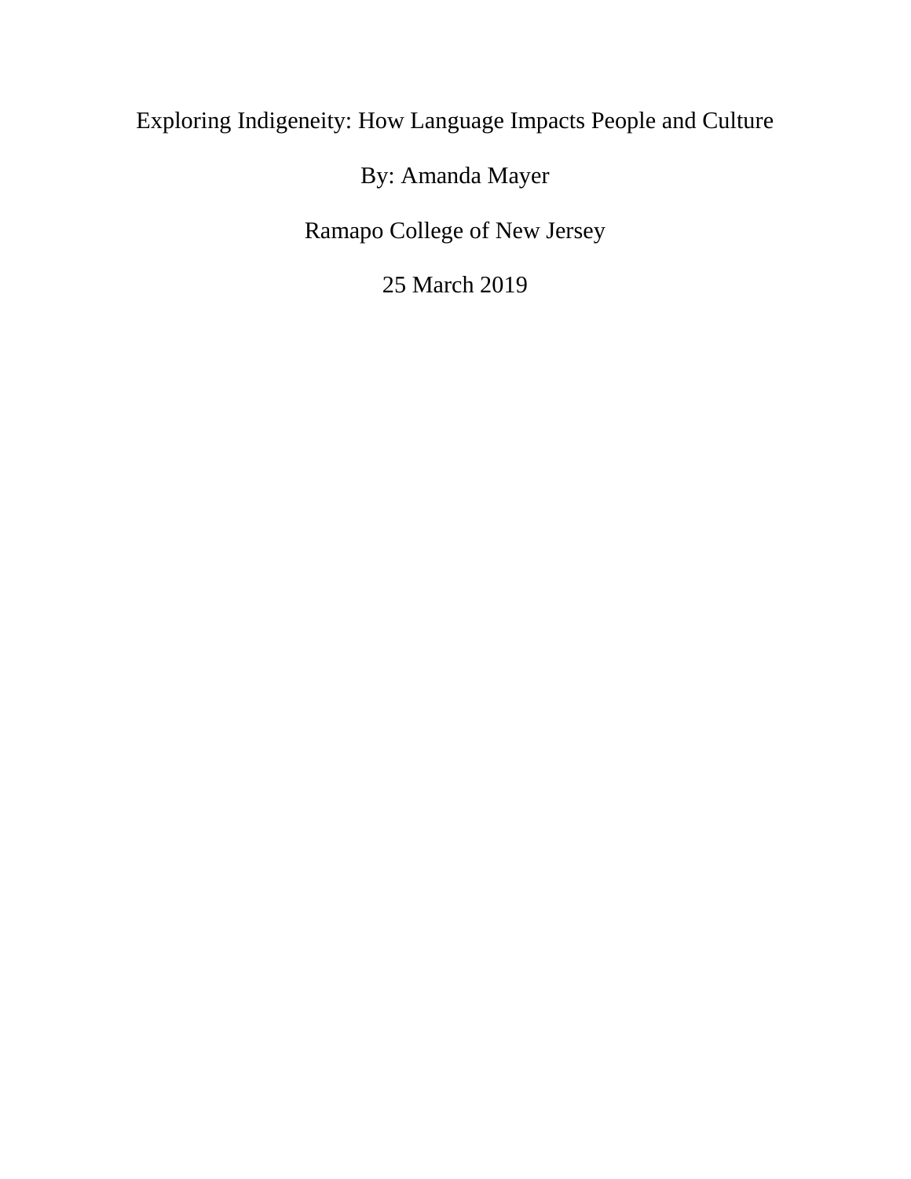# Exploring Indigeneity: How Language Impacts People and Culture

By: Amanda Mayer

Ramapo College of New Jersey

25 March 2019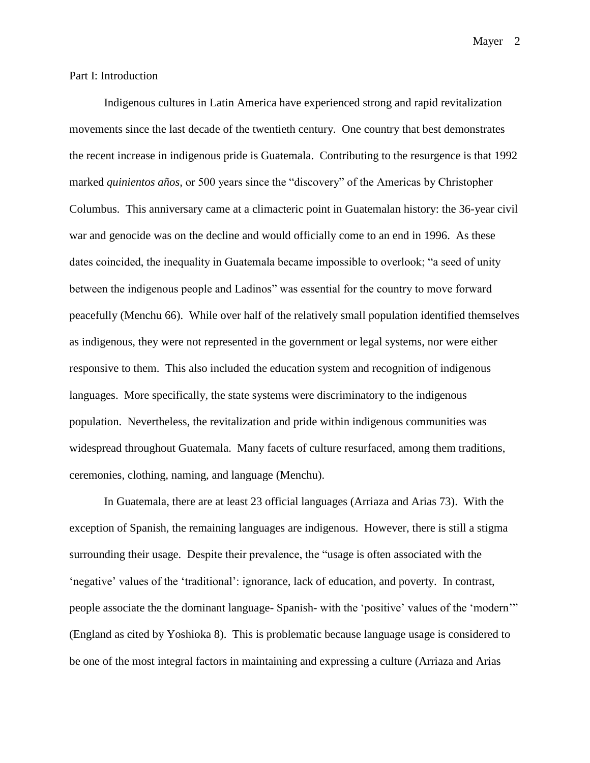Part I: Introduction

Indigenous cultures in Latin America have experienced strong and rapid revitalization movements since the last decade of the twentieth century. One country that best demonstrates the recent increase in indigenous pride is Guatemala. Contributing to the resurgence is that 1992 marked *quinientos años,* or 500 years since the "discovery" of the Americas by Christopher Columbus. This anniversary came at a climacteric point in Guatemalan history: the 36-year civil war and genocide was on the decline and would officially come to an end in 1996. As these dates coincided, the inequality in Guatemala became impossible to overlook; "a seed of unity between the indigenous people and Ladinos" was essential for the country to move forward peacefully (Menchu 66). While over half of the relatively small population identified themselves as indigenous, they were not represented in the government or legal systems, nor were either responsive to them. This also included the education system and recognition of indigenous languages. More specifically, the state systems were discriminatory to the indigenous population. Nevertheless, the revitalization and pride within indigenous communities was widespread throughout Guatemala. Many facets of culture resurfaced, among them traditions, ceremonies, clothing, naming, and language (Menchu).

In Guatemala, there are at least 23 official languages (Arriaza and Arias 73). With the exception of Spanish, the remaining languages are indigenous. However, there is still a stigma surrounding their usage. Despite their prevalence, the "usage is often associated with the 'negative' values of the 'traditional': ignorance, lack of education, and poverty. In contrast, people associate the the dominant language- Spanish- with the 'positive' values of the 'modern'" (England as cited by Yoshioka 8). This is problematic because language usage is considered to be one of the most integral factors in maintaining and expressing a culture (Arriaza and Arias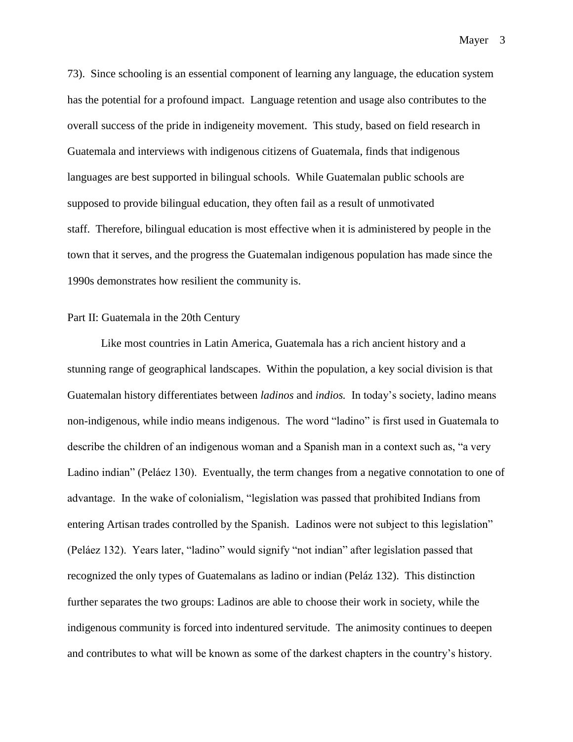73). Since schooling is an essential component of learning any language, the education system has the potential for a profound impact. Language retention and usage also contributes to the overall success of the pride in indigeneity movement. This study, based on field research in Guatemala and interviews with indigenous citizens of Guatemala, finds that indigenous languages are best supported in bilingual schools. While Guatemalan public schools are supposed to provide bilingual education, they often fail as a result of unmotivated staff. Therefore, bilingual education is most effective when it is administered by people in the town that it serves, and the progress the Guatemalan indigenous population has made since the 1990s demonstrates how resilient the community is.

Part II: Guatemala in the 20th Century

Like most countries in Latin America, Guatemala has a rich ancient history and a stunning range of geographical landscapes. Within the population, a key social division is that Guatemalan history differentiates between *ladinos* and *indios.* In today's society, ladino means non-indigenous, while indio means indigenous. The word "ladino" is first used in Guatemala to describe the children of an indigenous woman and a Spanish man in a context such as, "a very Ladino indian" (Peláez 130). Eventually, the term changes from a negative connotation to one of advantage. In the wake of colonialism, "legislation was passed that prohibited Indians from entering Artisan trades controlled by the Spanish. Ladinos were not subject to this legislation" (Peláez 132). Years later, "ladino" would signify "not indian" after legislation passed that recognized the only types of Guatemalans as ladino or indian (Peláz 132). This distinction further separates the two groups: Ladinos are able to choose their work in society, while the indigenous community is forced into indentured servitude. The animosity continues to deepen and contributes to what will be known as some of the darkest chapters in the country's history.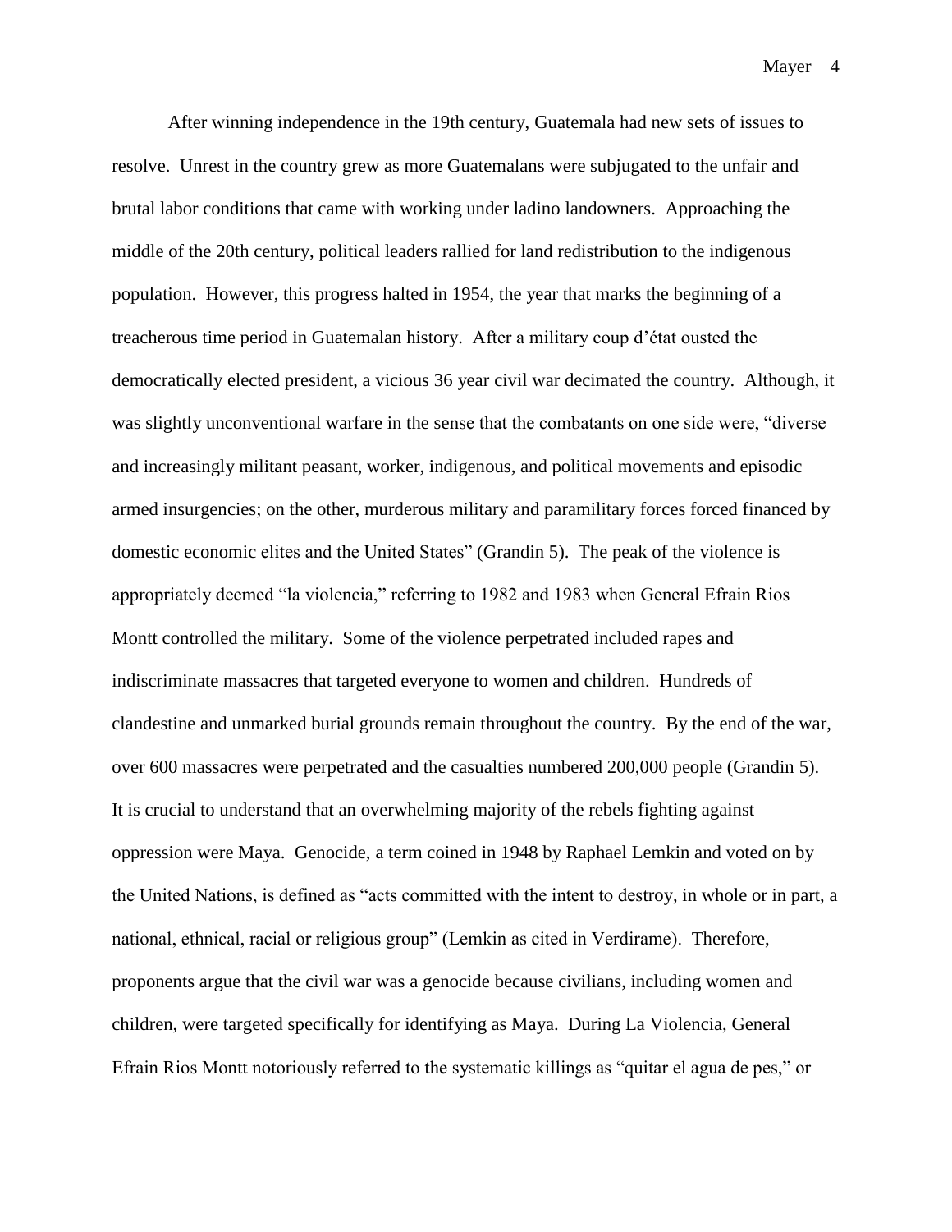After winning independence in the 19th century, Guatemala had new sets of issues to resolve. Unrest in the country grew as more Guatemalans were subjugated to the unfair and brutal labor conditions that came with working under ladino landowners. Approaching the middle of the 20th century, political leaders rallied for land redistribution to the indigenous population. However, this progress halted in 1954, the year that marks the beginning of a treacherous time period in Guatemalan history. After a military coup d'état ousted the democratically elected president, a vicious 36 year civil war decimated the country. Although, it was slightly unconventional warfare in the sense that the combatants on one side were, "diverse and increasingly militant peasant, worker, indigenous, and political movements and episodic armed insurgencies; on the other, murderous military and paramilitary forces forced financed by domestic economic elites and the United States" (Grandin 5). The peak of the violence is appropriately deemed "la violencia," referring to 1982 and 1983 when General Efrain Rios Montt controlled the military. Some of the violence perpetrated included rapes and indiscriminate massacres that targeted everyone to women and children. Hundreds of clandestine and unmarked burial grounds remain throughout the country. By the end of the war, over 600 massacres were perpetrated and the casualties numbered 200,000 people (Grandin 5). It is crucial to understand that an overwhelming majority of the rebels fighting against oppression were Maya. Genocide, a term coined in 1948 by Raphael Lemkin and voted on by the United Nations, is defined as "acts committed with the intent to destroy, in whole or in part, a national, ethnical, racial or religious group" (Lemkin as cited in Verdirame). Therefore, proponents argue that the civil war was a genocide because civilians, including women and children, were targeted specifically for identifying as Maya. During La Violencia, General Efrain Rios Montt notoriously referred to the systematic killings as "quitar el agua de pes," or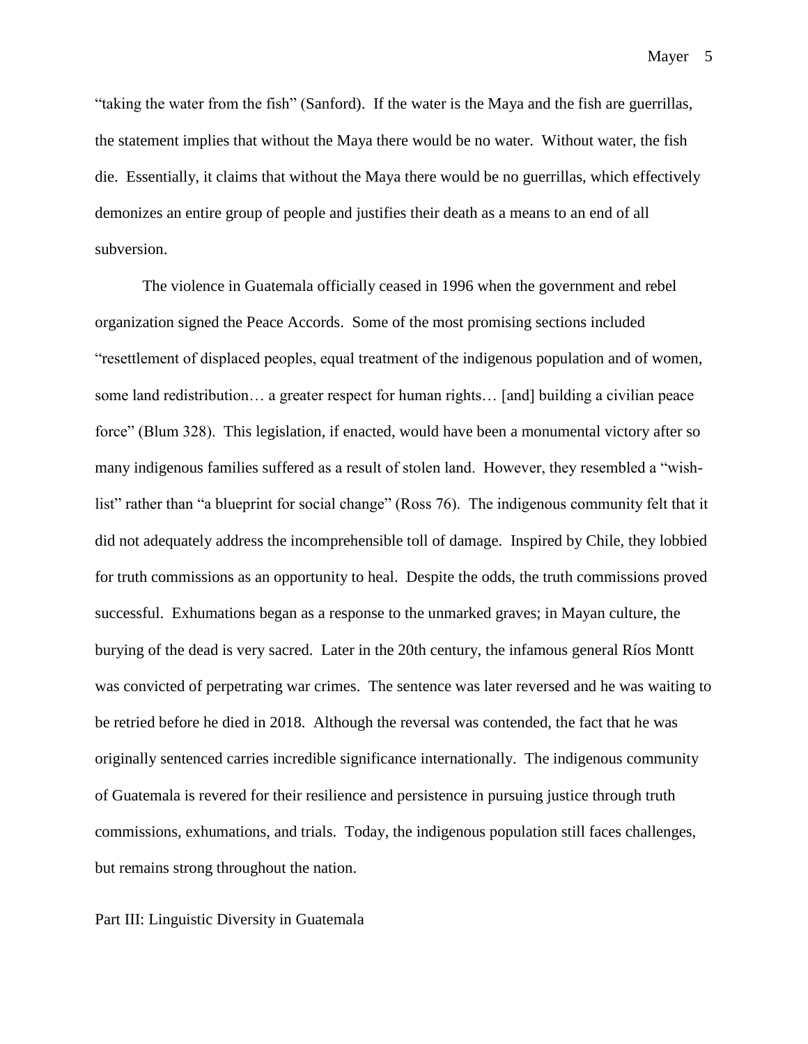"taking the water from the fish" (Sanford). If the water is the Maya and the fish are guerrillas, the statement implies that without the Maya there would be no water. Without water, the fish die. Essentially, it claims that without the Maya there would be no guerrillas, which effectively demonizes an entire group of people and justifies their death as a means to an end of all subversion.

The violence in Guatemala officially ceased in 1996 when the government and rebel organization signed the Peace Accords. Some of the most promising sections included "resettlement of displaced peoples, equal treatment of the indigenous population and of women, some land redistribution… a greater respect for human rights… [and] building a civilian peace force" (Blum 328). This legislation, if enacted, would have been a monumental victory after so many indigenous families suffered as a result of stolen land. However, they resembled a "wish-list" rather than "a blueprint for social change" (Ross 76). The indigenous community felt that it did not adequately address the incomprehensible toll of damage. Inspired by Chile, they lobbied for truth commissions as an opportunity to heal. Despite the odds, the truth commissions proved successful. Exhumations began as a response to the unmarked graves; in Mayan culture, the burying of the dead is very sacred. Later in the 20th century, the infamous general Ríos Montt was convicted of perpetrating war crimes. The sentence was later reversed and he was waiting to be retried before he died in 2018. Although the reversal was contended, the fact that he was originally sentenced carries incredible significance internationally. The indigenous community of Guatemala is revered for their resilience and persistence in pursuing justice through truth commissions, exhumations, and trials. Today, the indigenous population still faces challenges, but remains strong throughout the nation.

## Part III: Linguistic Diversity in Guatemala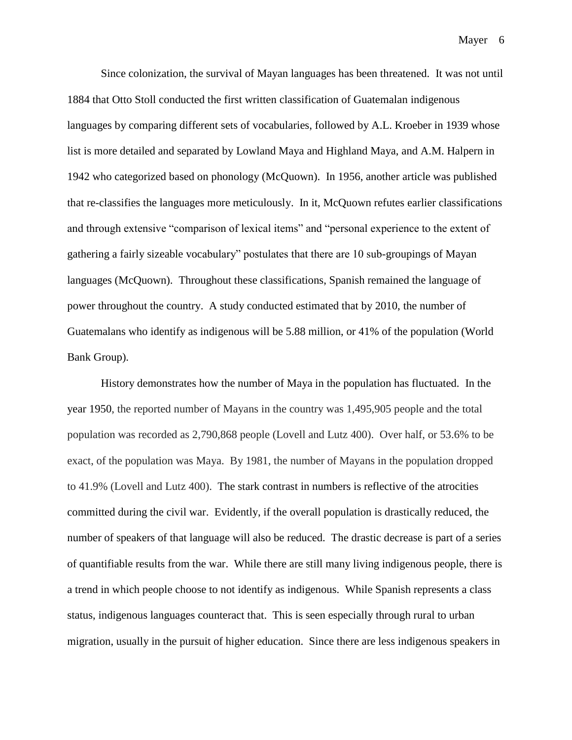Since colonization, the survival of Mayan languages has been threatened. It was not until 1884 that Otto Stoll conducted the first written classification of Guatemalan indigenous languages by comparing different sets of vocabularies, followed by A.L. Kroeber in 1939 whose list is more detailed and separated by Lowland Maya and Highland Maya, and A.M. Halpern in 1942 who categorized based on phonology (McQuown). In 1956, another article was published that re-classifies the languages more meticulously. In it, McQuown refutes earlier classifications and through extensive "comparison of lexical items" and "personal experience to the extent of gathering a fairly sizeable vocabulary" postulates that there are 10 sub-groupings of Mayan languages (McQuown). Throughout these classifications, Spanish remained the language of power throughout the country. A study conducted estimated that by 2010, the number of Guatemalans who identify as indigenous will be 5.88 million, or 41% of the population (World Bank Group).

History demonstrates how the number of Maya in the population has fluctuated. In the year 1950, the reported number of Mayans in the country was 1,495,905 people and the total population was recorded as 2,790,868 people (Lovell and Lutz 400). Over half, or 53.6% to be exact, of the population was Maya. By 1981, the number of Mayans in the population dropped to 41.9% (Lovell and Lutz 400). The stark contrast in numbers is reflective of the atrocities committed during the civil war. Evidently, if the overall population is drastically reduced, the number of speakers of that language will also be reduced. The drastic decrease is part of a series of quantifiable results from the war. While there are still many living indigenous people, there is a trend in which people choose to not identify as indigenous. While Spanish represents a class status, indigenous languages counteract that. This is seen especially through rural to urban migration, usually in the pursuit of higher education. Since there are less indigenous speakers in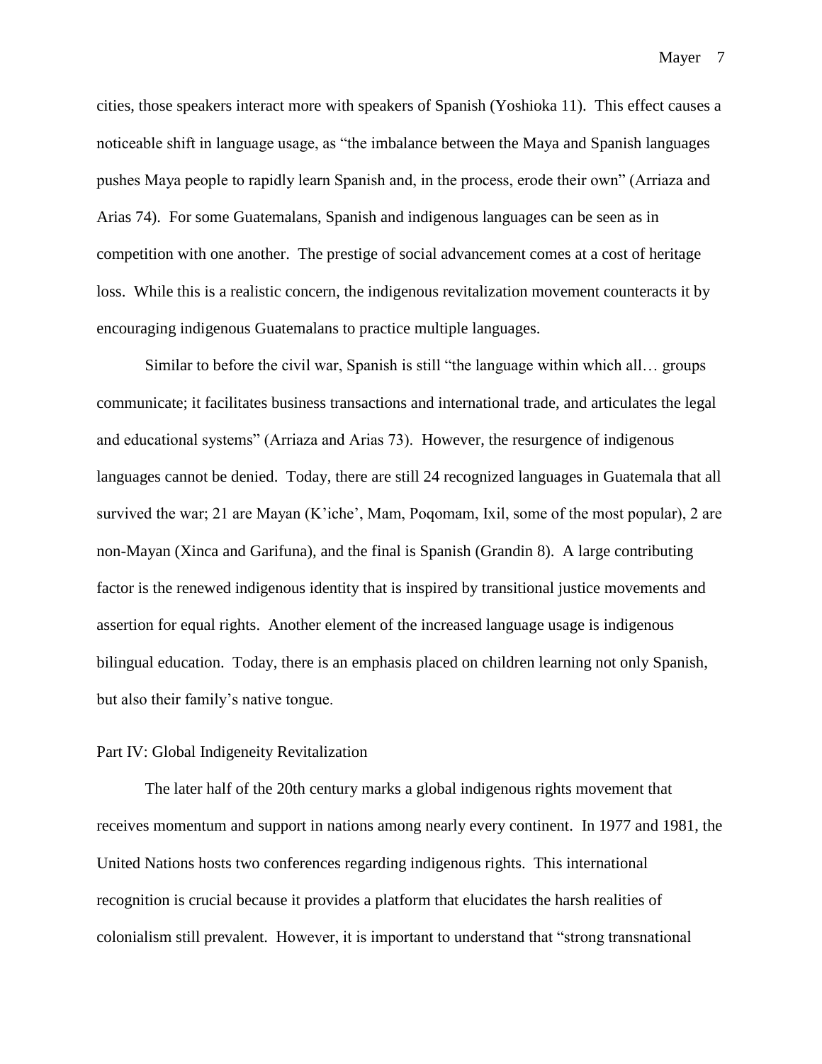cities, those speakers interact more with speakers of Spanish (Yoshioka 11). This effect causes a noticeable shift in language usage, as "the imbalance between the Maya and Spanish languages pushes Maya people to rapidly learn Spanish and, in the process, erode their own" (Arriaza and Arias 74). For some Guatemalans, Spanish and indigenous languages can be seen as in competition with one another. The prestige of social advancement comes at a cost of heritage loss. While this is a realistic concern, the indigenous revitalization movement counteracts it by encouraging indigenous Guatemalans to practice multiple languages.

Similar to before the civil war, Spanish is still "the language within which all… groups communicate; it facilitates business transactions and international trade, and articulates the legal and educational systems" (Arriaza and Arias 73). However, the resurgence of indigenous languages cannot be denied. Today, there are still 24 recognized languages in Guatemala that all survived the war; 21 are Mayan (K'iche', Mam, Poqomam, Ixil, some of the most popular), 2 are non-Mayan (Xinca and Garifuna), and the final is Spanish (Grandin 8). A large contributing factor is the renewed indigenous identity that is inspired by transitional justice movements and assertion for equal rights. Another element of the increased language usage is indigenous bilingual education. Today, there is an emphasis placed on children learning not only Spanish, but also their family's native tongue.

## Part IV: Global Indigeneity Revitalization

The later half of the 20th century marks a global indigenous rights movement that receives momentum and support in nations among nearly every continent. In 1977 and 1981, the United Nations hosts two conferences regarding indigenous rights. This international recognition is crucial because it provides a platform that elucidates the harsh realities of colonialism still prevalent. However, it is important to understand that "strong transnational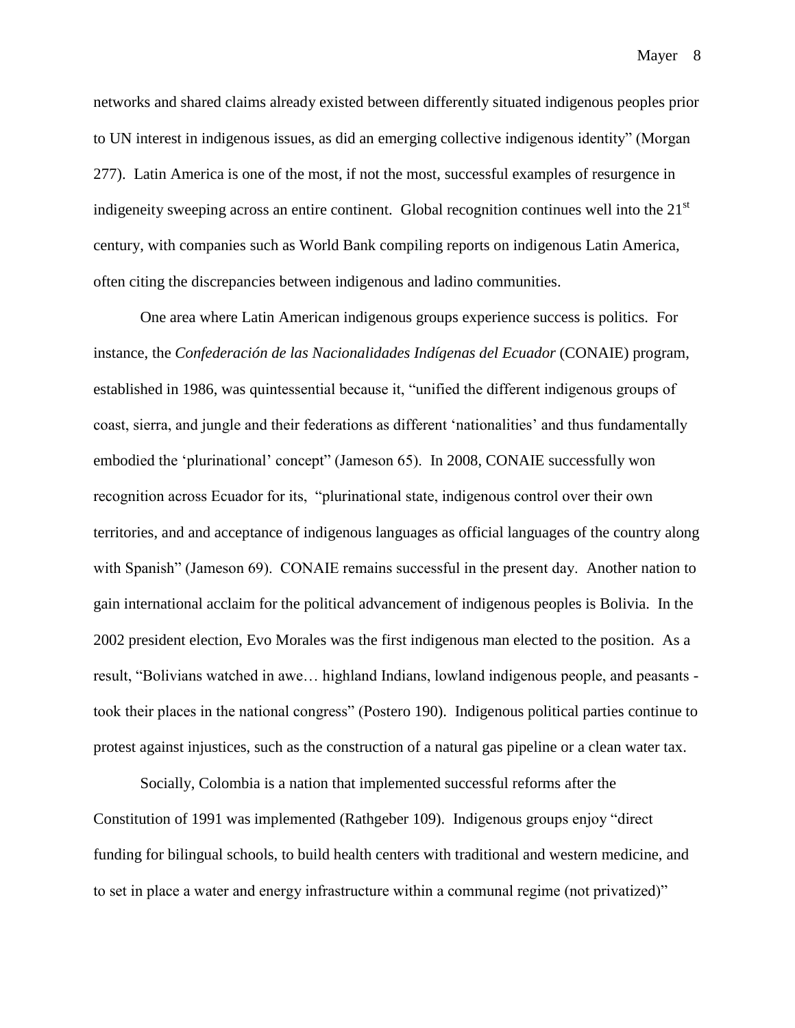networks and shared claims already existed between differently situated indigenous peoples prior to UN interest in indigenous issues, as did an emerging collective indigenous identity" (Morgan 277). Latin America is one of the most, if not the most, successful examples of resurgence in indigeneity sweeping across an entire continent. Global recognition continues well into the 21st century, with companies such as World Bank compiling reports on indigenous Latin America, often citing the discrepancies between indigenous and ladino communities.

One area where Latin American indigenous groups experience success is politics. For instance, the *Confederación de las Nacionalidades Indígenas del Ecuador* (CONAIE) program, established in 1986, was quintessential because it, "unified the different indigenous groups of coast, sierra, and jungle and their federations as different 'nationalities' and thus fundamentally embodied the 'plurinational' concept" (Jameson 65). In 2008, CONAIE successfully won recognition across Ecuador for its, "plurinational state, indigenous control over their own territories, and and acceptance of indigenous languages as official languages of the country along with Spanish" (Jameson 69). CONAIE remains successful in the present day. Another nation to gain international acclaim for the political advancement of indigenous peoples is Bolivia. In the 2002 president election, Evo Morales was the first indigenous man elected to the position. As a result, "Bolivians watched in awe… highland Indians, lowland indigenous people, and peasants - took their places in the national congress" (Postero 190). Indigenous political parties continue to protest against injustices, such as the construction of a natural gas pipeline or a clean water tax.

Socially, Colombia is a nation that implemented successful reforms after the Constitution of 1991 was implemented (Rathgeber 109). Indigenous groups enjoy "direct funding for bilingual schools, to build health centers with traditional and western medicine, and to set in place a water and energy infrastructure within a communal regime (not privatized)"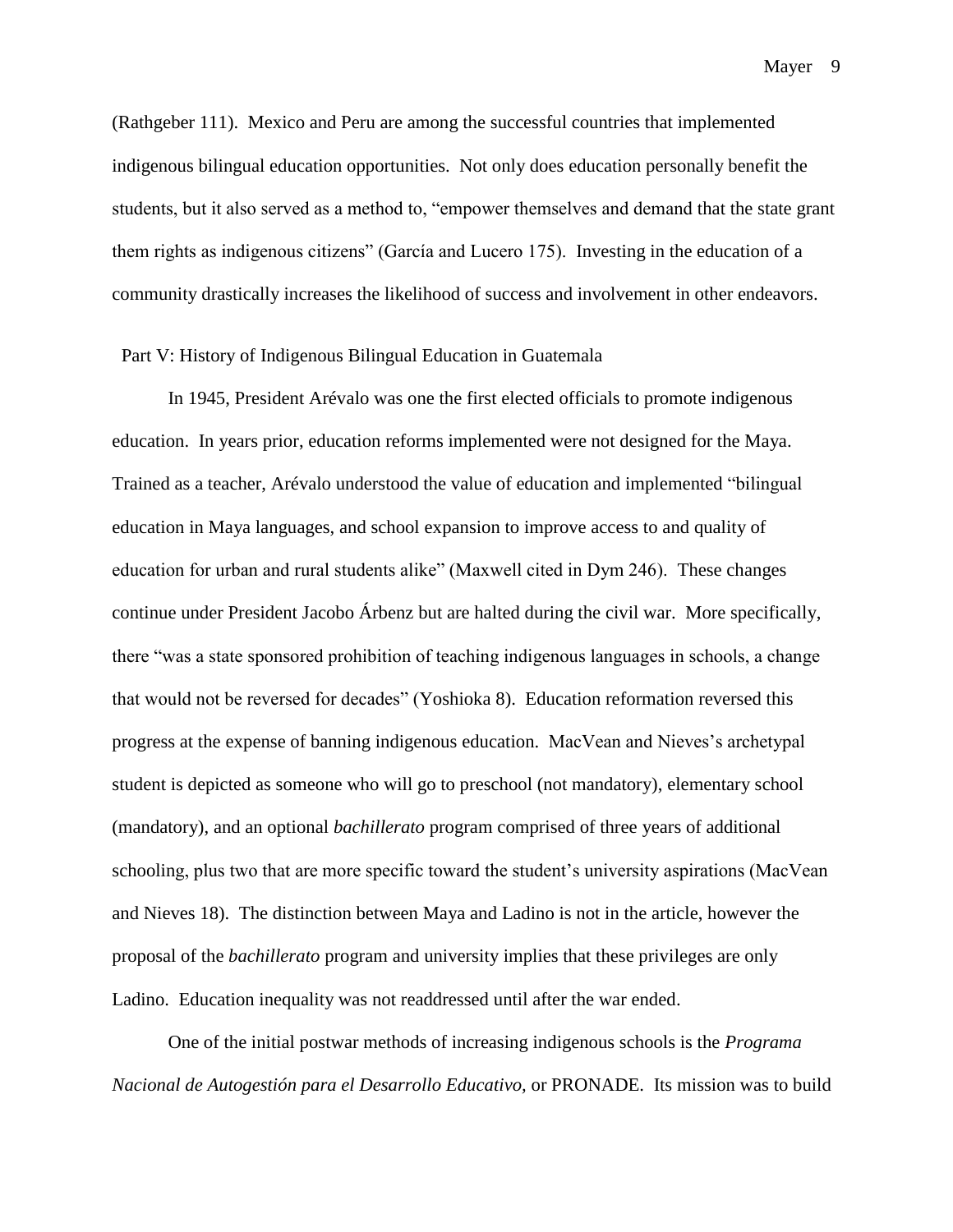(Rathgeber 111). Mexico and Peru are among the successful countries that implemented indigenous bilingual education opportunities. Not only does education personally benefit the students, but it also served as a method to, "empower themselves and demand that the state grant them rights as indigenous citizens" (García and Lucero 175). Investing in the education of a community drastically increases the likelihood of success and involvement in other endeavors.

## Part V: History of Indigenous Bilingual Education in Guatemala

In 1945, President Arévalo was one the first elected officials to promote indigenous education. In years prior, education reforms implemented were not designed for the Maya. Trained as a teacher, Arévalo understood the value of education and implemented "bilingual education in Maya languages, and school expansion to improve access to and quality of education for urban and rural students alike" (Maxwell cited in Dym 246). These changes continue under President Jacobo Árbenz but are halted during the civil war. More specifically, there "was a state sponsored prohibition of teaching indigenous languages in schools, a change that would not be reversed for decades" (Yoshioka 8). Education reformation reversed this progress at the expense of banning indigenous education. MacVean and Nieves's archetypal student is depicted as someone who will go to preschool (not mandatory), elementary school (mandatory), and an optional *bachillerato* program comprised of three years of additional schooling, plus two that are more specific toward the student's university aspirations (MacVean and Nieves 18). The distinction between Maya and Ladino is not in the article, however the proposal of the *bachillerato* program and university implies that these privileges are only Ladino. Education inequality was not readdressed until after the war ended.

One of the initial postwar methods of increasing indigenous schools is the *Programa Nacional de Autogestión para el Desarrollo Educativo*, or PRONADE. Its mission was to build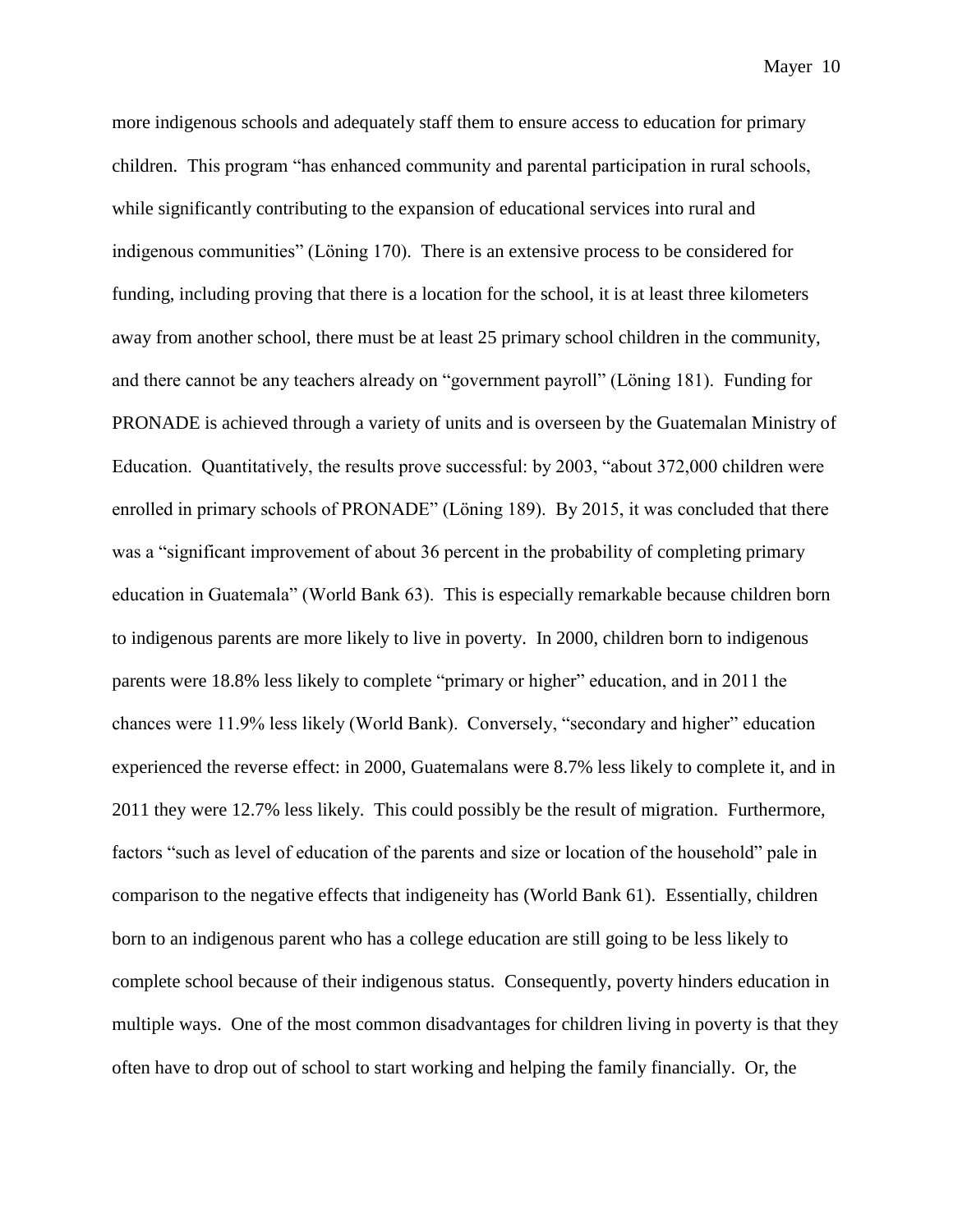more indigenous schools and adequately staff them to ensure access to education for primary children. This program "has enhanced community and parental participation in rural schools, while significantly contributing to the expansion of educational services into rural and indigenous communities" (Löning 170). There is an extensive process to be considered for funding, including proving that there is a location for the school, it is at least three kilometers away from another school, there must be at least 25 primary school children in the community, and there cannot be any teachers already on "government payroll" (Löning 181). Funding for PRONADE is achieved through a variety of units and is overseen by the Guatemalan Ministry of Education. Quantitatively, the results prove successful: by 2003, "about 372,000 children were enrolled in primary schools of PRONADE" (Löning 189). By 2015, it was concluded that there was a "significant improvement of about 36 percent in the probability of completing primary education in Guatemala" (World Bank 63). This is especially remarkable because children born to indigenous parents are more likely to live in poverty. In 2000, children born to indigenous parents were 18.8% less likely to complete "primary or higher" education, and in 2011 the chances were 11.9% less likely (World Bank). Conversely, "secondary and higher" education experienced the reverse effect: in 2000, Guatemalans were 8.7% less likely to complete it, and in 2011 they were 12.7% less likely. This could possibly be the result of migration. Furthermore, factors "such as level of education of the parents and size or location of the household" pale in comparison to the negative effects that indigeneity has (World Bank 61). Essentially, children born to an indigenous parent who has a college education are still going to be less likely to complete school because of their indigenous status. Consequently, poverty hinders education in multiple ways. One of the most common disadvantages for children living in poverty is that they often have to drop out of school to start working and helping the family financially. Or, the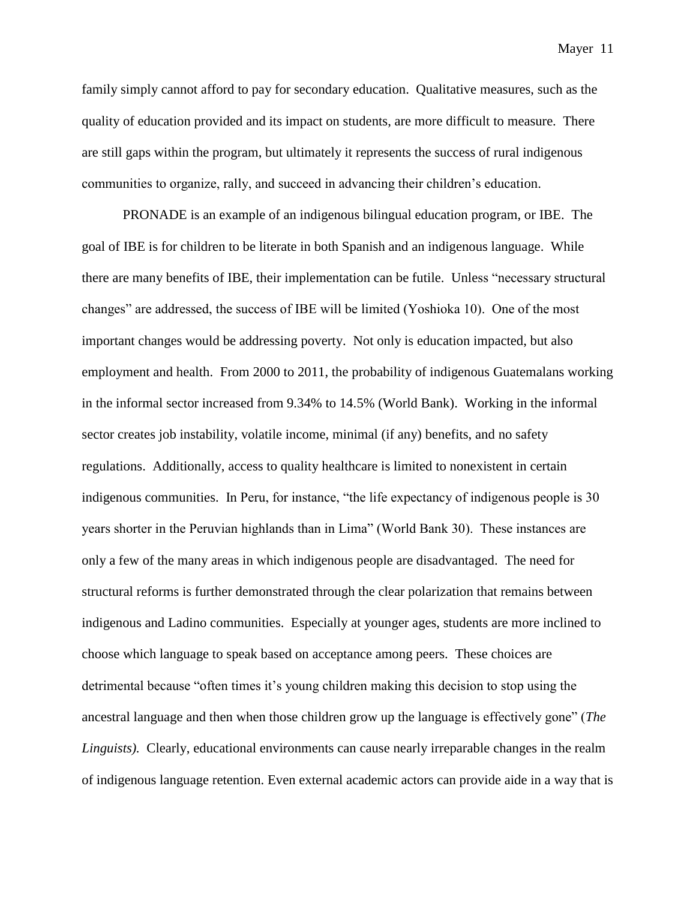family simply cannot afford to pay for secondary education. Qualitative measures, such as the quality of education provided and its impact on students, are more difficult to measure. There are still gaps within the program, but ultimately it represents the success of rural indigenous communities to organize, rally, and succeed in advancing their children's education.

PRONADE is an example of an indigenous bilingual education program, or IBE. The goal of IBE is for children to be literate in both Spanish and an indigenous language. While there are many benefits of IBE, their implementation can be futile. Unless "necessary structural changes" are addressed, the success of IBE will be limited (Yoshioka 10). One of the most important changes would be addressing poverty. Not only is education impacted, but also employment and health. From 2000 to 2011, the probability of indigenous Guatemalans working in the informal sector increased from 9.34% to 14.5% (World Bank). Working in the informal sector creates job instability, volatile income, minimal (if any) benefits, and no safety regulations. Additionally, access to quality healthcare is limited to nonexistent in certain indigenous communities. In Peru, for instance, "the life expectancy of indigenous people is 30 years shorter in the Peruvian highlands than in Lima" (World Bank 30). These instances are only a few of the many areas in which indigenous people are disadvantaged. The need for structural reforms is further demonstrated through the clear polarization that remains between indigenous and Ladino communities. Especially at younger ages, students are more inclined to choose which language to speak based on acceptance among peers. These choices are detrimental because "often times it's young children making this decision to stop using the ancestral language and then when those children grow up the language is effectively gone" (*The Linguists).* Clearly, educational environments can cause nearly irreparable changes in the realm of indigenous language retention. Even external academic actors can provide aide in a way that is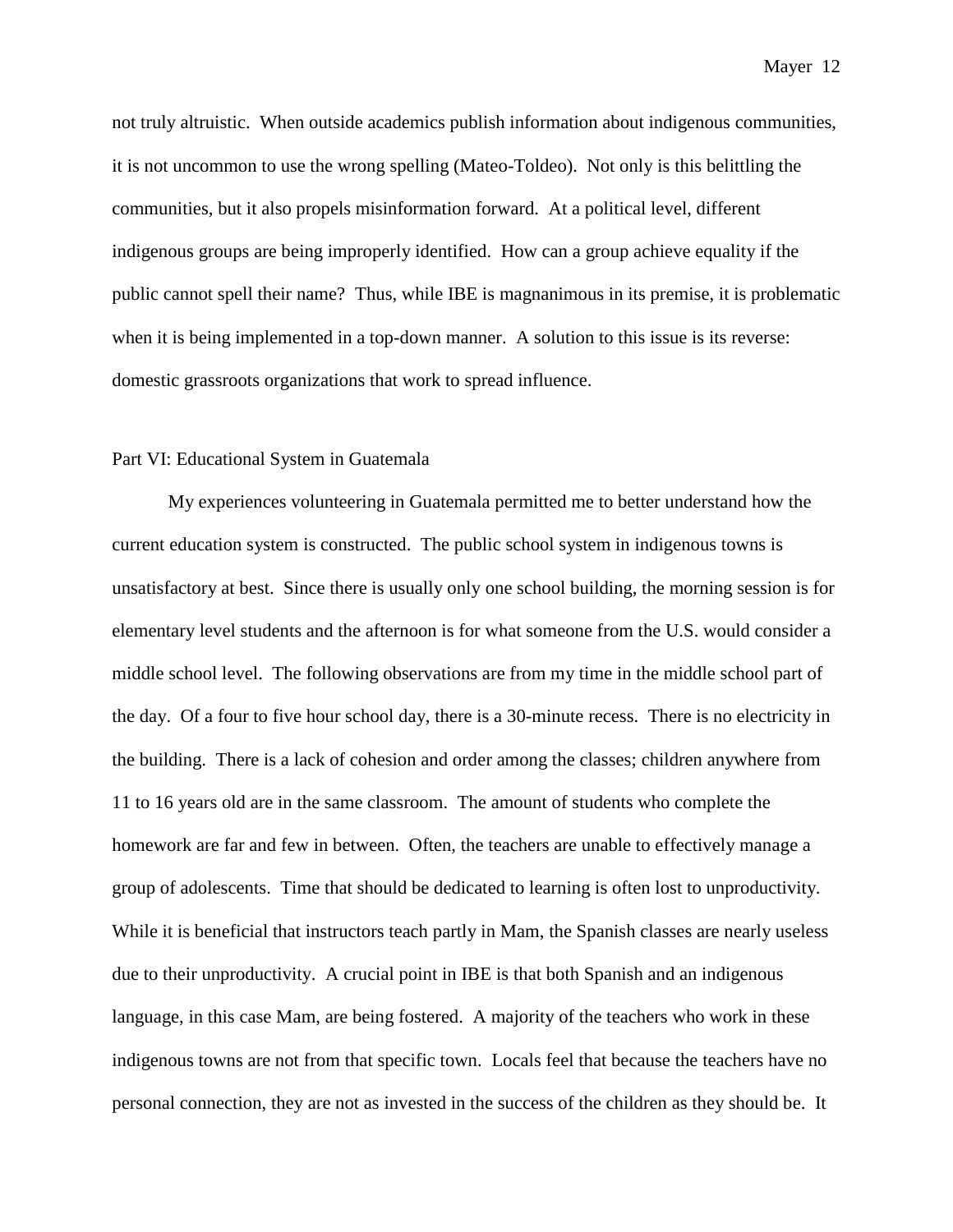not truly altruistic. When outside academics publish information about indigenous communities, it is not uncommon to use the wrong spelling (Mateo-Toldeo). Not only is this belittling the communities, but it also propels misinformation forward. At a political level, different indigenous groups are being improperly identified. How can a group achieve equality if the public cannot spell their name? Thus, while IBE is magnanimous in its premise, it is problematic when it is being implemented in a top-down manner. A solution to this issue is its reverse: domestic grassroots organizations that work to spread influence.

## Part VI: Educational System in Guatemala

My experiences volunteering in Guatemala permitted me to better understand how the current education system is constructed. The public school system in indigenous towns is unsatisfactory at best. Since there is usually only one school building, the morning session is for elementary level students and the afternoon is for what someone from the U.S. would consider a middle school level. The following observations are from my time in the middle school part of the day. Of a four to five hour school day, there is a 30-minute recess. There is no electricity in the building. There is a lack of cohesion and order among the classes; children anywhere from 11 to 16 years old are in the same classroom. The amount of students who complete the homework are far and few in between. Often, the teachers are unable to effectively manage a group of adolescents. Time that should be dedicated to learning is often lost to unproductivity. While it is beneficial that instructors teach partly in Mam, the Spanish classes are nearly useless due to their unproductivity. A crucial point in IBE is that both Spanish and an indigenous language, in this case Mam, are being fostered. A majority of the teachers who work in these indigenous towns are not from that specific town. Locals feel that because the teachers have no personal connection, they are not as invested in the success of the children as they should be. It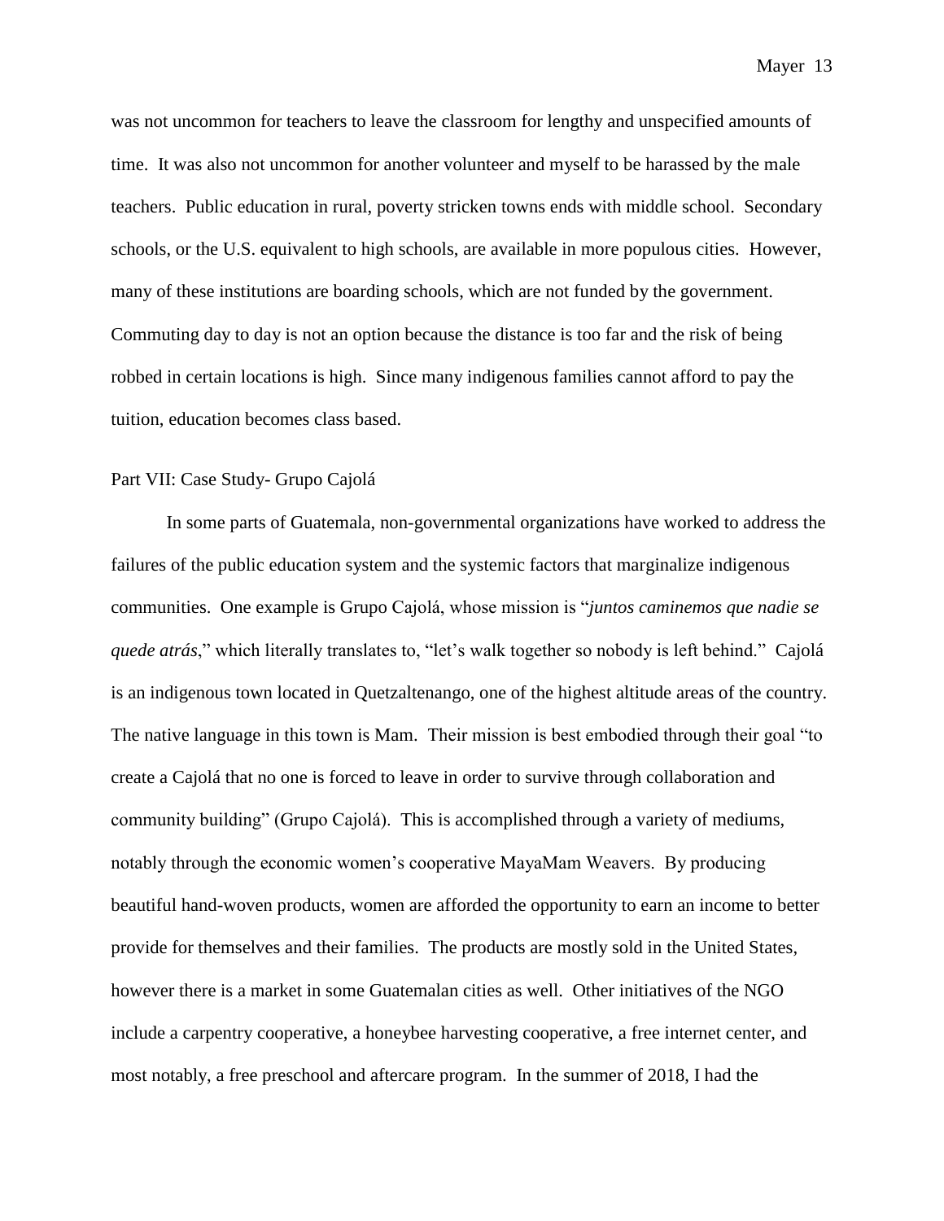was not uncommon for teachers to leave the classroom for lengthy and unspecified amounts of time. It was also not uncommon for another volunteer and myself to be harassed by the male teachers. Public education in rural, poverty stricken towns ends with middle school. Secondary schools, or the U.S. equivalent to high schools, are available in more populous cities. However, many of these institutions are boarding schools, which are not funded by the government. Commuting day to day is not an option because the distance is too far and the risk of being robbed in certain locations is high. Since many indigenous families cannot afford to pay the tuition, education becomes class based.

## Part VII: Case Study- Grupo Cajolá

In some parts of Guatemala, non-governmental organizations have worked to address the failures of the public education system and the systemic factors that marginalize indigenous communities. One example is Grupo Cajolá, whose mission is "*juntos caminemos que nadie se quede atrás*," which literally translates to, "let's walk together so nobody is left behind." Cajolá is an indigenous town located in Quetzaltenango, one of the highest altitude areas of the country. The native language in this town is Mam. Their mission is best embodied through their goal "to create a Cajolá that no one is forced to leave in order to survive through collaboration and community building" (Grupo Cajolá). This is accomplished through a variety of mediums, notably through the economic women's cooperative MayaMam Weavers. By producing beautiful hand-woven products, women are afforded the opportunity to earn an income to better provide for themselves and their families. The products are mostly sold in the United States, however there is a market in some Guatemalan cities as well. Other initiatives of the NGO include a carpentry cooperative, a honeybee harvesting cooperative, a free internet center, and most notably, a free preschool and aftercare program. In the summer of 2018, I had the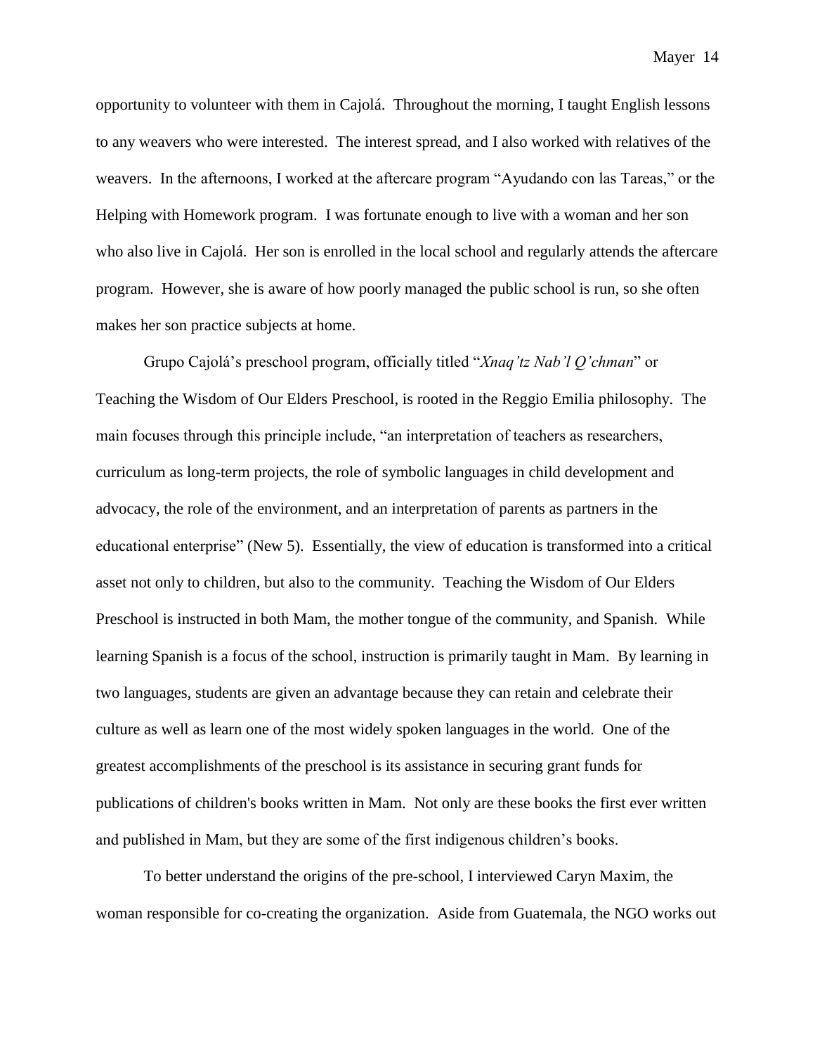opportunity to volunteer with them in Cajolá. Throughout the morning, I taught English lessons to any weavers who were interested. The interest spread, and I also worked with relatives of the weavers. In the afternoons, I worked at the aftercare program "Ayudando con las Tareas," or the Helping with Homework program. I was fortunate enough to live with a woman and her son who also live in Cajolá. Her son is enrolled in the local school and regularly attends the aftercare program. However, she is aware of how poorly managed the public school is run, so she often makes her son practice subjects at home.

Grupo Cajolá's preschool program, officially titled "*Xnaq'tz Nab'l Q'chman*" or Teaching the Wisdom of Our Elders Preschool, is rooted in the Reggio Emilia philosophy. The main focuses through this principle include, "an interpretation of teachers as researchers, curriculum as long-term projects, the role of symbolic languages in child development and advocacy, the role of the environment, and an interpretation of parents as partners in the educational enterprise" (New 5). Essentially, the view of education is transformed into a critical asset not only to children, but also to the community. Teaching the Wisdom of Our Elders Preschool is instructed in both Mam, the mother tongue of the community, and Spanish. While learning Spanish is a focus of the school, instruction is primarily taught in Mam. By learning in two languages, students are given an advantage because they can retain and celebrate their culture as well as learn one of the most widely spoken languages in the world. One of the greatest accomplishments of the preschool is its assistance in securing grant funds for publications of children's books written in Mam. Not only are these books the first ever written and published in Mam, but they are some of the first indigenous children's books.

To better understand the origins of the pre-school, I interviewed Caryn Maxim, the woman responsible for co-creating the organization. Aside from Guatemala, the NGO works out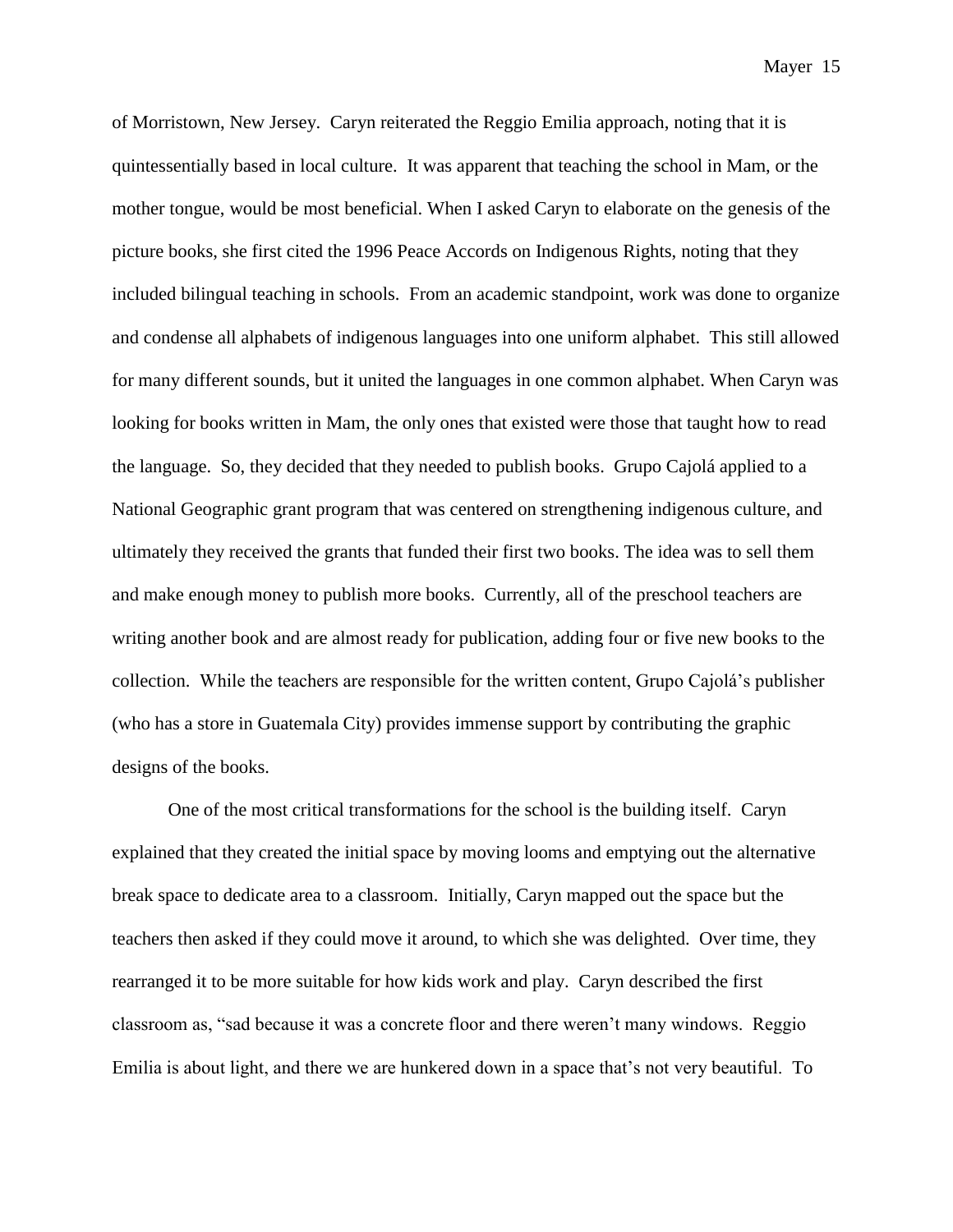of Morristown, New Jersey. Caryn reiterated the Reggio Emilia approach, noting that it is quintessentially based in local culture. It was apparent that teaching the school in Mam, or the mother tongue, would be most beneficial. When I asked Caryn to elaborate on the genesis of the picture books, she first cited the 1996 Peace Accords on Indigenous Rights, noting that they included bilingual teaching in schools. From an academic standpoint, work was done to organize and condense all alphabets of indigenous languages into one uniform alphabet. This still allowed for many different sounds, but it united the languages in one common alphabet. When Caryn was looking for books written in Mam, the only ones that existed were those that taught how to read the language. So, they decided that they needed to publish books. Grupo Cajolá applied to a National Geographic grant program that was centered on strengthening indigenous culture, and ultimately they received the grants that funded their first two books. The idea was to sell them and make enough money to publish more books. Currently, all of the preschool teachers are writing another book and are almost ready for publication, adding four or five new books to the collection. While the teachers are responsible for the written content, Grupo Cajolá's publisher (who has a store in Guatemala City) provides immense support by contributing the graphic designs of the books.

One of the most critical transformations for the school is the building itself. Caryn explained that they created the initial space by moving looms and emptying out the alternative break space to dedicate area to a classroom. Initially, Caryn mapped out the space but the teachers then asked if they could move it around, to which she was delighted. Over time, they rearranged it to be more suitable for how kids work and play. Caryn described the first classroom as, "sad because it was a concrete floor and there weren't many windows. Reggio Emilia is about light, and there we are hunkered down in a space that's not very beautiful. To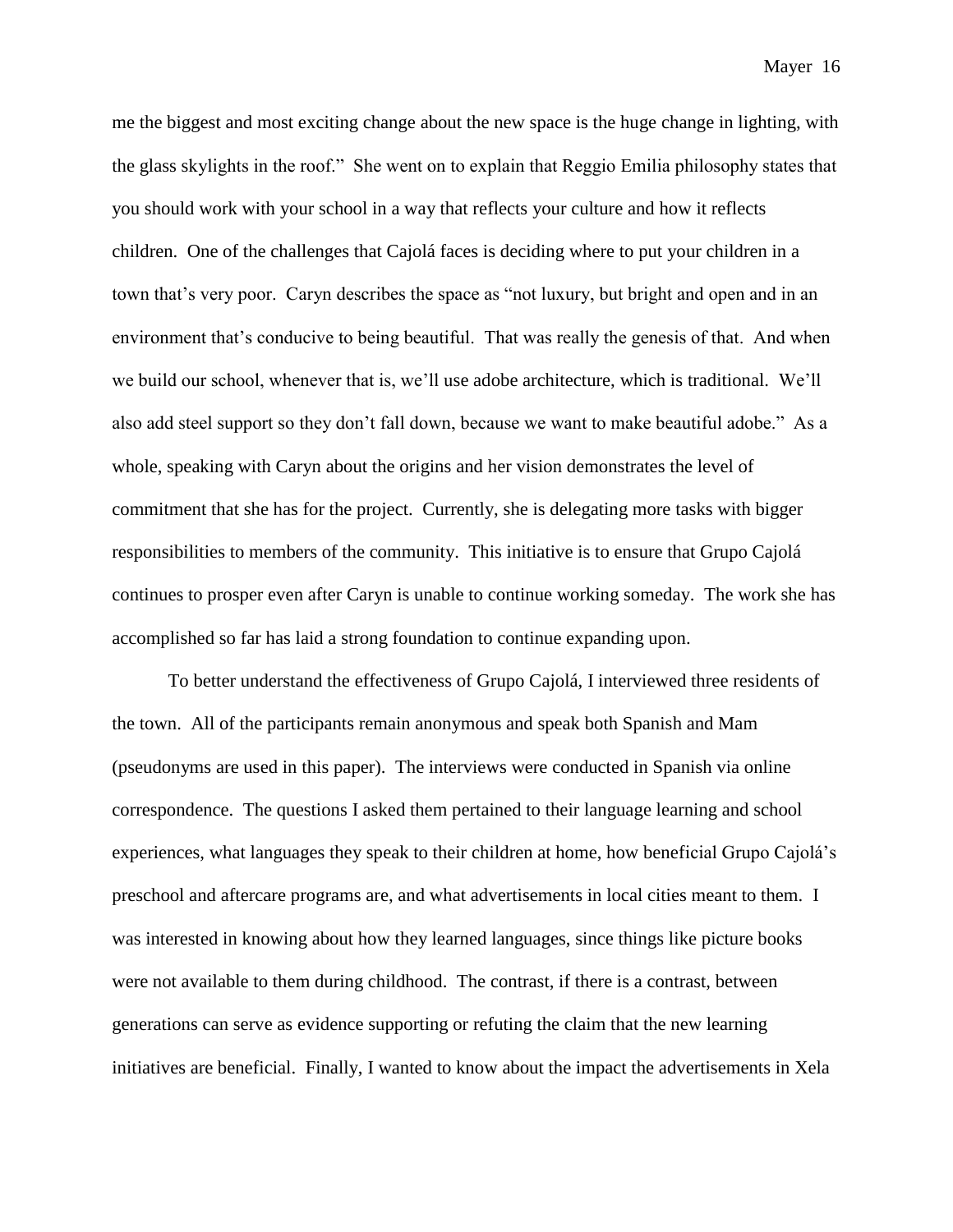me the biggest and most exciting change about the new space is the huge change in lighting, with the glass skylights in the roof." She went on to explain that Reggio Emilia philosophy states that you should work with your school in a way that reflects your culture and how it reflects children. One of the challenges that Cajolá faces is deciding where to put your children in a town that's very poor. Caryn describes the space as "not luxury, but bright and open and in an environment that's conducive to being beautiful. That was really the genesis of that. And when we build our school, whenever that is, we'll use adobe architecture, which is traditional. We'll also add steel support so they don't fall down, because we want to make beautiful adobe." As a whole, speaking with Caryn about the origins and her vision demonstrates the level of commitment that she has for the project. Currently, she is delegating more tasks with bigger responsibilities to members of the community. This initiative is to ensure that Grupo Cajolá continues to prosper even after Caryn is unable to continue working someday. The work she has accomplished so far has laid a strong foundation to continue expanding upon.

To better understand the effectiveness of Grupo Cajolá, I interviewed three residents of the town. All of the participants remain anonymous and speak both Spanish and Mam (pseudonyms are used in this paper). The interviews were conducted in Spanish via online correspondence. The questions I asked them pertained to their language learning and school experiences, what languages they speak to their children at home, how beneficial Grupo Cajolá's preschool and aftercare programs are, and what advertisements in local cities meant to them. I was interested in knowing about how they learned languages, since things like picture books were not available to them during childhood. The contrast, if there is a contrast, between generations can serve as evidence supporting or refuting the claim that the new learning initiatives are beneficial. Finally, I wanted to know about the impact the advertisements in Xela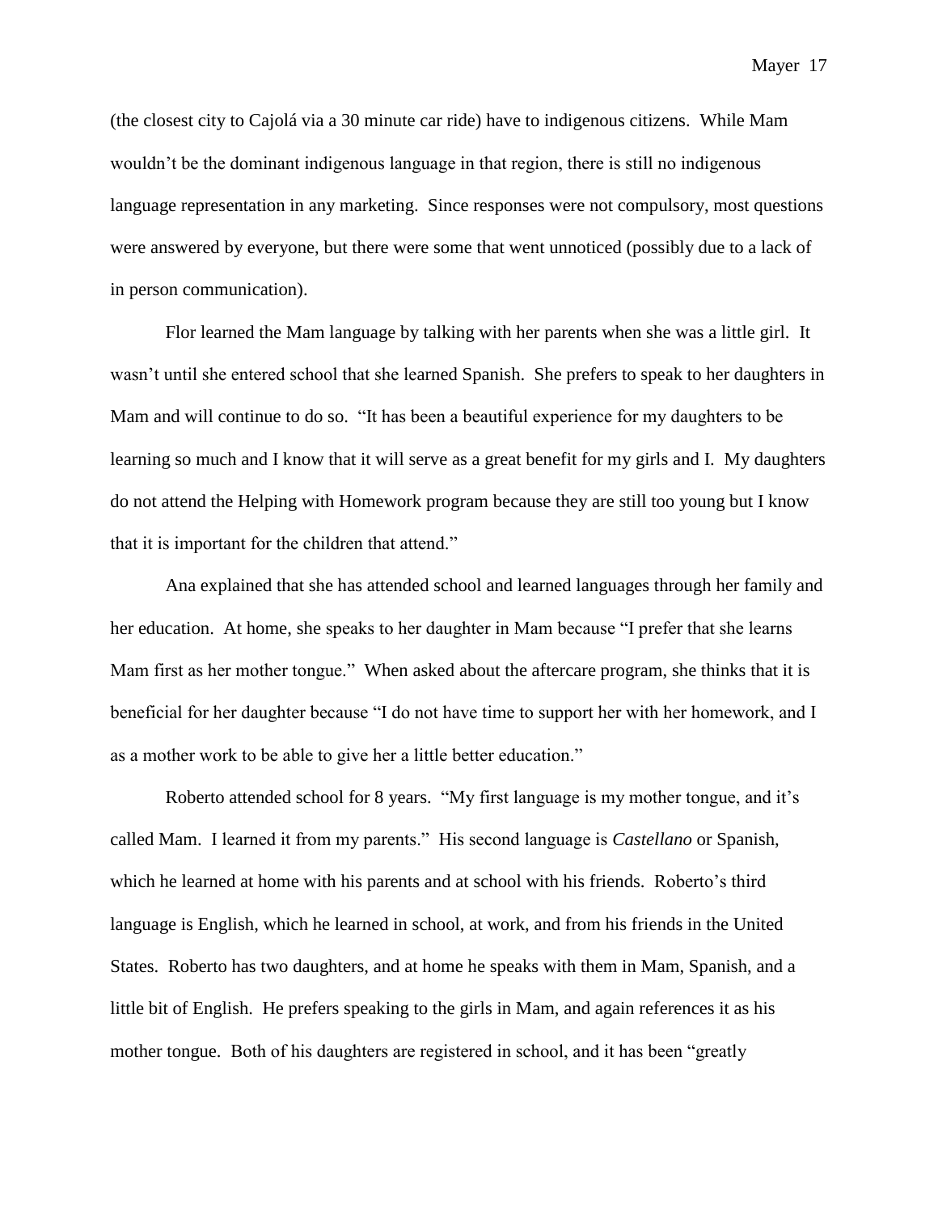(the closest city to Cajolá via a 30 minute car ride) have to indigenous citizens. While Mam wouldn't be the dominant indigenous language in that region, there is still no indigenous language representation in any marketing. Since responses were not compulsory, most questions were answered by everyone, but there were some that went unnoticed (possibly due to a lack of in person communication).

Flor learned the Mam language by talking with her parents when she was a little girl. It wasn't until she entered school that she learned Spanish. She prefers to speak to her daughters in Mam and will continue to do so. "It has been a beautiful experience for my daughters to be learning so much and I know that it will serve as a great benefit for my girls and I. My daughters do not attend the Helping with Homework program because they are still too young but I know that it is important for the children that attend."

Ana explained that she has attended school and learned languages through her family and her education. At home, she speaks to her daughter in Mam because "I prefer that she learns Mam first as her mother tongue." When asked about the aftercare program, she thinks that it is beneficial for her daughter because "I do not have time to support her with her homework, and I as a mother work to be able to give her a little better education."

Roberto attended school for 8 years. "My first language is my mother tongue, and it's called Mam. I learned it from my parents." His second language is *Castellano* or Spanish, which he learned at home with his parents and at school with his friends. Roberto's third language is English, which he learned in school, at work, and from his friends in the United States. Roberto has two daughters, and at home he speaks with them in Mam, Spanish, and a little bit of English. He prefers speaking to the girls in Mam, and again references it as his mother tongue. Both of his daughters are registered in school, and it has been "greatly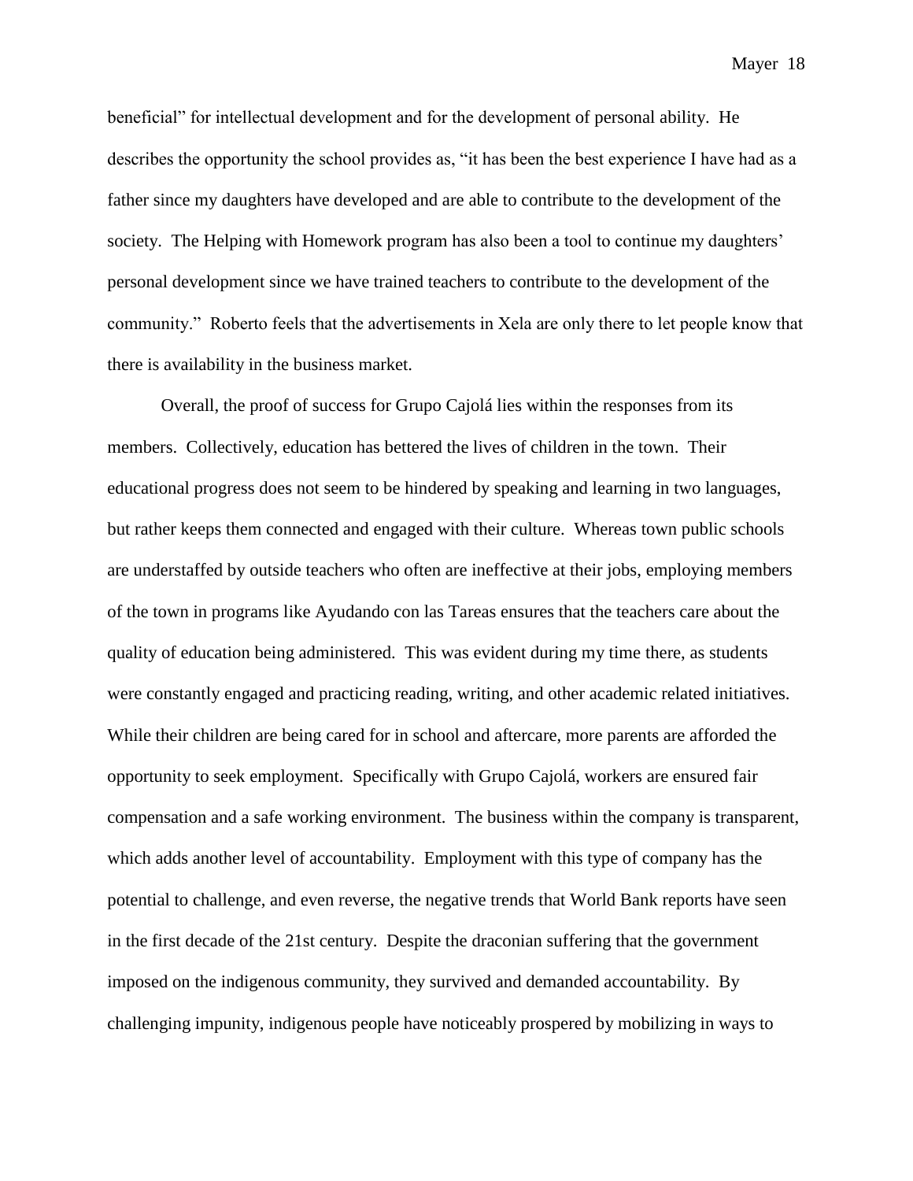beneficial" for intellectual development and for the development of personal ability. He describes the opportunity the school provides as, "it has been the best experience I have had as a father since my daughters have developed and are able to contribute to the development of the society. The Helping with Homework program has also been a tool to continue my daughters' personal development since we have trained teachers to contribute to the development of the community." Roberto feels that the advertisements in Xela are only there to let people know that there is availability in the business market.

Overall, the proof of success for Grupo Cajolá lies within the responses from its members. Collectively, education has bettered the lives of children in the town. Their educational progress does not seem to be hindered by speaking and learning in two languages, but rather keeps them connected and engaged with their culture. Whereas town public schools are understaffed by outside teachers who often are ineffective at their jobs, employing members of the town in programs like Ayudando con las Tareas ensures that the teachers care about the quality of education being administered. This was evident during my time there, as students were constantly engaged and practicing reading, writing, and other academic related initiatives. While their children are being cared for in school and aftercare, more parents are afforded the opportunity to seek employment. Specifically with Grupo Cajolá, workers are ensured fair compensation and a safe working environment. The business within the company is transparent, which adds another level of accountability. Employment with this type of company has the potential to challenge, and even reverse, the negative trends that World Bank reports have seen in the first decade of the 21st century. Despite the draconian suffering that the government imposed on the indigenous community, they survived and demanded accountability. By challenging impunity, indigenous people have noticeably prospered by mobilizing in ways to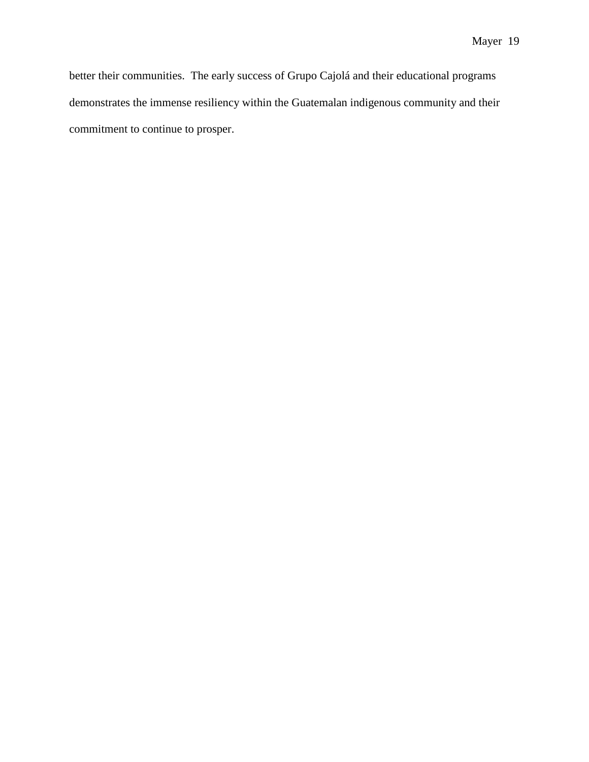better their communities.  The early success of Grupo Cajolá and their educational programs demonstrates the immense resiliency within the Guatemalan indigenous community and their commitment to continue to prosper.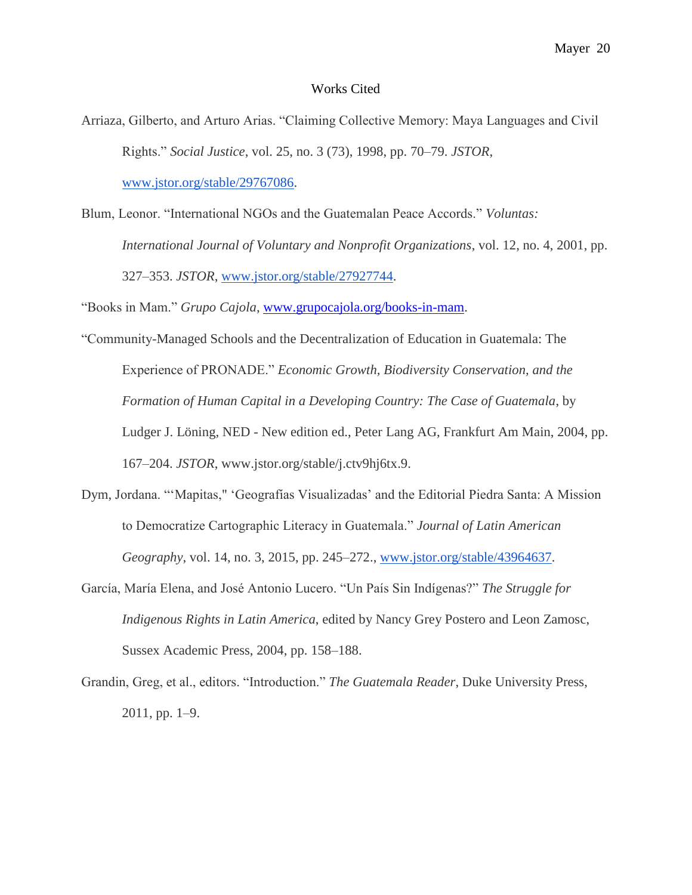# Works Cited

Arriaza, Gilberto, and Arturo Arias. "Claiming Collective Memory: Maya Languages and Civil Rights." *Social Justice*, vol. 25, no. 3 (73), 1998, pp. 70–79. *JSTOR*, www.jstor.org/stable/29767086.

Blum, Leonor. "International NGOs and the Guatemalan Peace Accords." *Voluntas: International Journal of Voluntary and Nonprofit Organizations*, vol. 12, no. 4, 2001, pp. 327–353. *JSTOR*, www.jstor.org/stable/27927744.

"Books in Mam." *Grupo Cajola*, www.grupocajola.org/books-in-mam.

"Community-Managed Schools and the Decentralization of Education in Guatemala: The Experience of PRONADE." *Economic Growth, Biodiversity Conservation, and the Formation of Human Capital in a Developing Country: The Case of Guatemala*, by Ludger J. Löning, NED - New edition ed., Peter Lang AG, Frankfurt Am Main, 2004, pp. 167–204. *JSTOR*, www.jstor.org/stable/j.ctv9hj6tx.9.

Dym, Jordana. "'Mapitas," 'Geografías Visualizadas' and the Editorial Piedra Santa: A Mission to Democratize Cartographic Literacy in Guatemala." *Journal of Latin American Geography*, vol. 14, no. 3, 2015, pp. 245–272., www.jstor.org/stable/43964637.

García, María Elena, and José Antonio Lucero. "Un País Sin Indígenas?" *The Struggle for Indigenous Rights in Latin America*, edited by Nancy Grey Postero and Leon Zamosc, Sussex Academic Press, 2004, pp. 158–188.

Grandin, Greg, et al., editors. "Introduction." *The Guatemala Reader*, Duke University Press, 2011, pp. 1–9.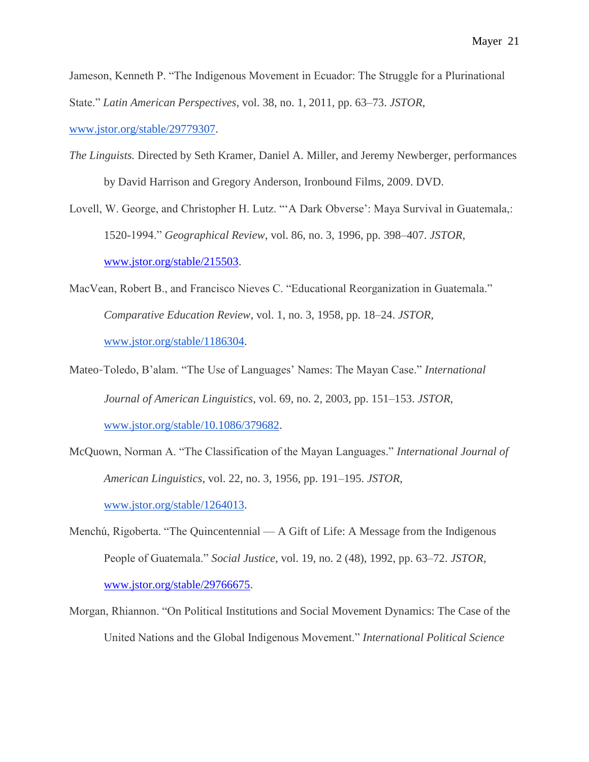Jameson, Kenneth P. "The Indigenous Movement in Ecuador: The Struggle for a Plurinational State." *Latin American Perspectives*, vol. 38, no. 1, 2011, pp. 63–73. *JSTOR*, www.jstor.org/stable/29779307.

*The Linguists.* Directed by Seth Kramer, Daniel A. Miller, and Jeremy Newberger, performances by David Harrison and Gregory Anderson, Ironbound Films, 2009. DVD.

Lovell, W. George, and Christopher H. Lutz. "'A Dark Obverse': Maya Survival in Guatemala,: 1520-1994." *Geographical Review*, vol. 86, no. 3, 1996, pp. 398–407. *JSTOR*, www.jstor.org/stable/215503.

MacVean, Robert B., and Francisco Nieves C. "Educational Reorganization in Guatemala." *Comparative Education Review*, vol. 1, no. 3, 1958, pp. 18–24. *JSTOR*, www.jstor.org/stable/1186304.

Mateo-Toledo, B'alam. "The Use of Languages' Names: The Mayan Case." *International Journal of American Linguistics*, vol. 69, no. 2, 2003, pp. 151–153. *JSTOR*, www.jstor.org/stable/10.1086/379682.

McQuown, Norman A. "The Classification of the Mayan Languages." *International Journal of American Linguistics*, vol. 22, no. 3, 1956, pp. 191–195. *JSTOR*, www.jstor.org/stable/1264013.

Menchú, Rigoberta. "The Quincentennial — A Gift of Life: A Message from the Indigenous People of Guatemala." *Social Justice*, vol. 19, no. 2 (48), 1992, pp. 63–72. *JSTOR*, www.jstor.org/stable/29766675.

Morgan, Rhiannon. "On Political Institutions and Social Movement Dynamics: The Case of the United Nations and the Global Indigenous Movement." *International Political Science*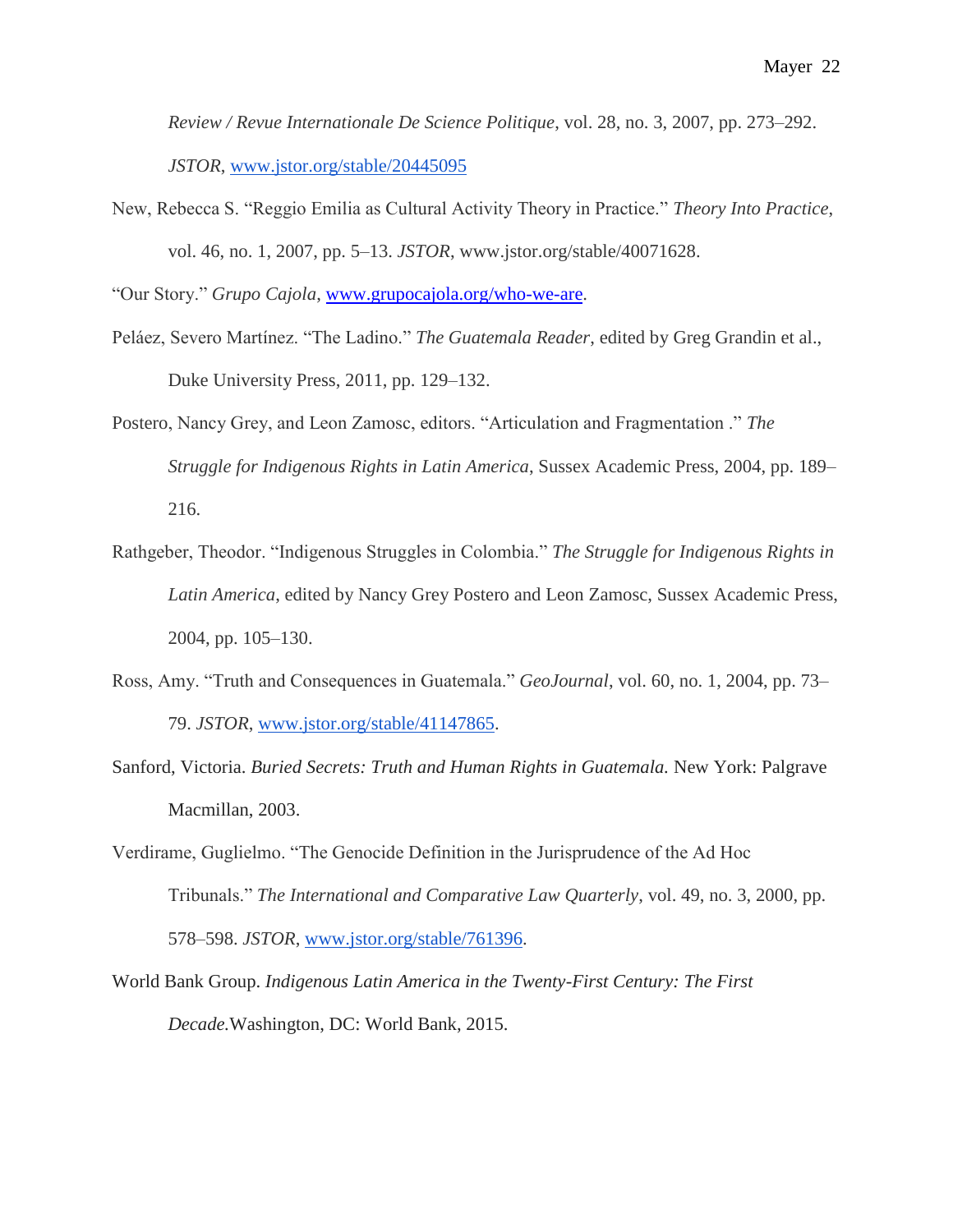*Review / Revue Internationale De Science Politique*, vol. 28, no. 3, 2007, pp. 273–292. *JSTOR*, www.jstor.org/stable/20445095

New, Rebecca S. "Reggio Emilia as Cultural Activity Theory in Practice." *Theory Into Practice*, vol. 46, no. 1, 2007, pp. 5–13. *JSTOR*, www.jstor.org/stable/40071628.

"Our Story." *Grupo Cajola*, www.grupocajola.org/who-we-are.

Peláez, Severo Martínez. "The Ladino." *The Guatemala Reader*, edited by Greg Grandin et al., Duke University Press, 2011, pp. 129–132.

Postero, Nancy Grey, and Leon Zamosc, editors. "Articulation and Fragmentation ." *The Struggle for Indigenous Rights in Latin America*, Sussex Academic Press, 2004, pp. 189–216.

Rathgeber, Theodor. "Indigenous Struggles in Colombia." *The Struggle for Indigenous Rights in Latin America*, edited by Nancy Grey Postero and Leon Zamosc, Sussex Academic Press, 2004, pp. 105–130.

Ross, Amy. "Truth and Consequences in Guatemala." *GeoJournal*, vol. 60, no. 1, 2004, pp. 73–79. *JSTOR*, www.jstor.org/stable/41147865.

Sanford, Victoria. *Buried Secrets: Truth and Human Rights in Guatemala.* New York: Palgrave Macmillan, 2003.

Verdirame, Guglielmo. "The Genocide Definition in the Jurisprudence of the Ad Hoc Tribunals." *The International and Comparative Law Quarterly*, vol. 49, no. 3, 2000, pp. 578–598. *JSTOR*, www.jstor.org/stable/761396.

World Bank Group. *Indigenous Latin America in the Twenty-First Century: The First Decade.*Washington, DC: World Bank, 2015.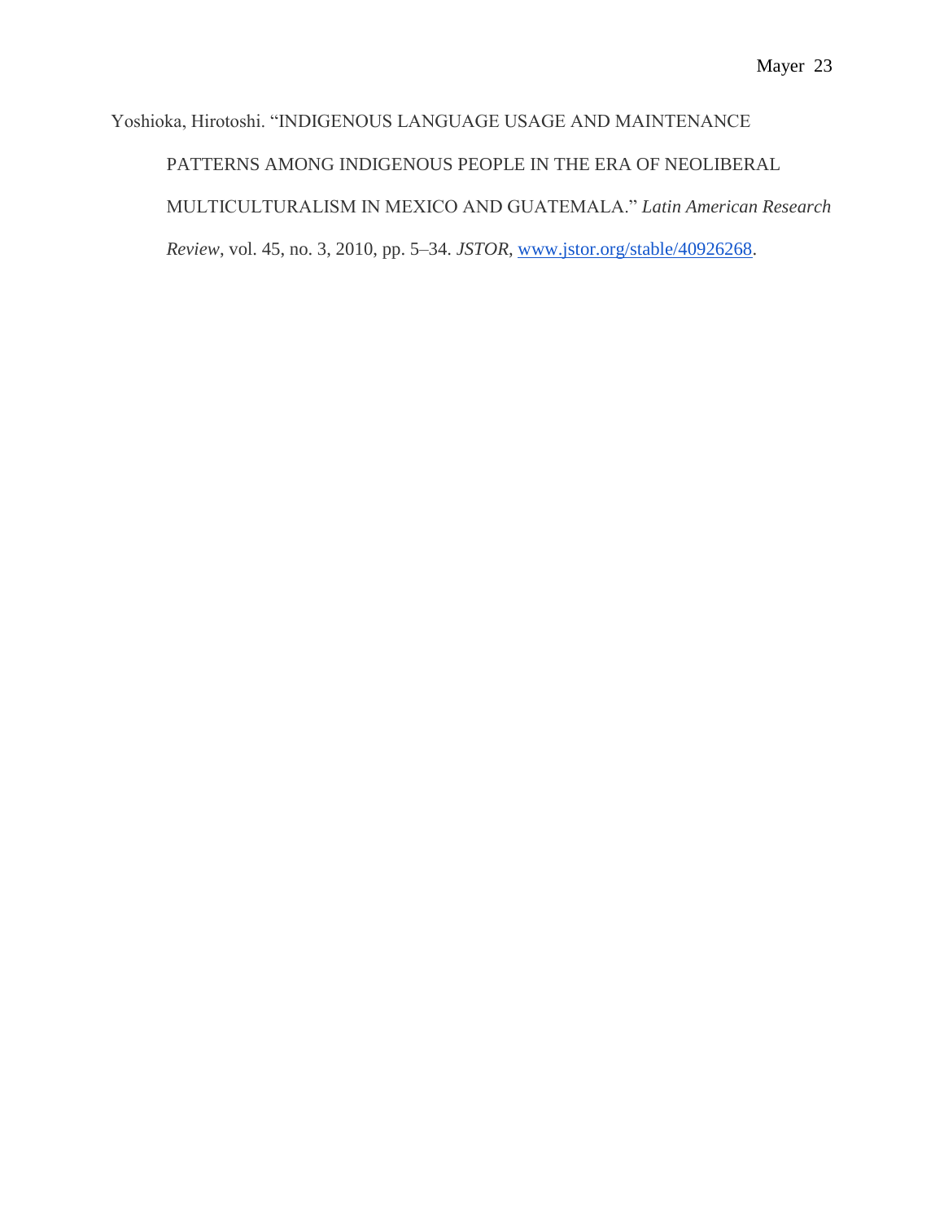Yoshioka, Hirotoshi. "INDIGENOUS LANGUAGE USAGE AND MAINTENANCE PATTERNS AMONG INDIGENOUS PEOPLE IN THE ERA OF NEOLIBERAL MULTICULTURALISM IN MEXICO AND GUATEMALA." *Latin American Research Review*, vol. 45, no. 3, 2010, pp. 5–34. *JSTOR*, www.jstor.org/stable/40926268.